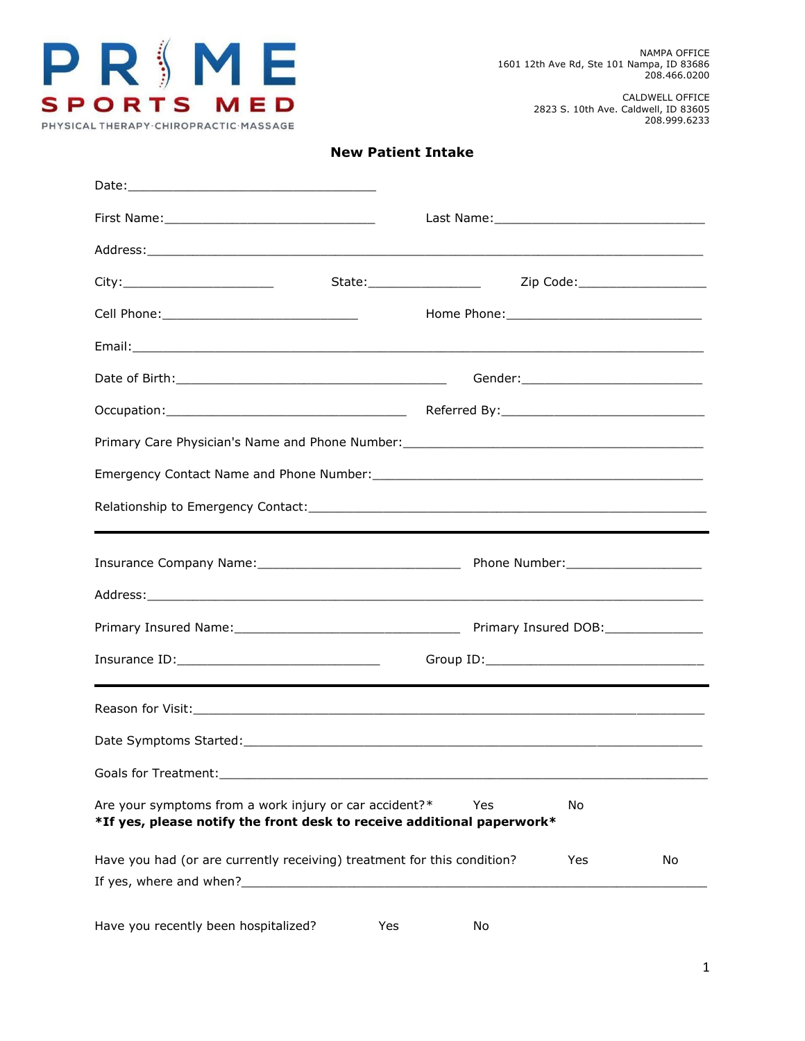PRIME SPORTS MED
PHYSICAL THERAPY·CHIROPRACTIC·MASSAGE

NAMPA OFFICE
1601 12th Ave Rd, Ste 101 Nampa, ID 83686
208.466.0200

CALDWELL OFFICE
2823 S. 10th Ave. Caldwell, ID 83605
208.999.6233

## New Patient Intake

Date:\_\_\_\_\_\_\_\_\_\_\_\_\_\_\_\_\_\_\_\_\_\_\_\_\_\_\_\_\_\_\_\_

First Name:\_\_\_\_\_\_\_\_\_\_\_\_\_\_\_\_\_\_\_\_\_\_\_\_\_\_\_ Last Name:\_\_\_\_\_\_\_\_\_\_\_\_\_\_\_\_\_\_\_\_\_\_\_\_\_\_\_

Address:\_\_\_\_\_\_\_\_\_\_\_\_\_\_\_\_\_\_\_\_\_\_\_\_\_\_\_\_\_\_\_\_\_\_\_\_\_\_\_\_\_\_\_\_\_\_\_\_\_\_\_\_\_\_\_\_\_\_\_\_\_\_\_\_\_\_\_\_\_

City:\_\_\_\_\_\_\_\_\_\_\_\_\_\_\_\_\_\_\_\_ State:\_\_\_\_\_\_\_\_\_\_\_\_\_\_\_ Zip Code:\_\_\_\_\_\_\_\_\_\_\_\_\_\_\_\_\_

Cell Phone:\_\_\_\_\_\_\_\_\_\_\_\_\_\_\_\_\_\_\_\_\_\_\_\_\_\_ Home Phone:\_\_\_\_\_\_\_\_\_\_\_\_\_\_\_\_\_\_\_\_\_\_\_\_\_\_

Email:\_\_\_\_\_\_\_\_\_\_\_\_\_\_\_\_\_\_\_\_\_\_\_\_\_\_\_\_\_\_\_\_\_\_\_\_\_\_\_\_\_\_\_\_\_\_\_\_\_\_\_\_\_\_\_\_\_\_\_\_\_\_\_\_\_\_\_\_\_\_

Date of Birth:\_\_\_\_\_\_\_\_\_\_\_\_\_\_\_\_\_\_\_\_\_\_\_\_\_\_\_\_\_\_\_\_\_\_\_ Gender:\_\_\_\_\_\_\_\_\_\_\_\_\_\_\_\_\_\_\_\_\_\_\_

Occupation:\_\_\_\_\_\_\_\_\_\_\_\_\_\_\_\_\_\_\_\_\_\_\_\_\_\_\_\_\_\_\_ Referred By:\_\_\_\_\_\_\_\_\_\_\_\_\_\_\_\_\_\_\_\_\_\_\_\_\_\_\_

Primary Care Physician's Name and Phone Number:\_\_\_\_\_\_\_\_\_\_\_\_\_\_\_\_\_\_\_\_\_\_\_\_\_\_\_\_\_\_\_\_\_\_\_\_\_\_\_

Emergency Contact Name and Phone Number:\_\_\_\_\_\_\_\_\_\_\_\_\_\_\_\_\_\_\_\_\_\_\_\_\_\_\_\_\_\_\_\_\_\_\_\_\_\_\_\_\_\_\_

Relationship to Emergency Contact:\_\_\_\_\_\_\_\_\_\_\_\_\_\_\_\_\_\_\_\_\_\_\_\_\_\_\_\_\_\_\_\_\_\_\_\_\_\_\_\_\_\_\_\_\_\_\_\_\_

---

Insurance Company Name:\_\_\_\_\_\_\_\_\_\_\_\_\_\_\_\_\_\_\_\_\_\_\_\_\_\_ Phone Number:\_\_\_\_\_\_\_\_\_\_\_\_\_\_\_\_\_\_

Address:\_\_\_\_\_\_\_\_\_\_\_\_\_\_\_\_\_\_\_\_\_\_\_\_\_\_\_\_\_\_\_\_\_\_\_\_\_\_\_\_\_\_\_\_\_\_\_\_\_\_\_\_\_\_\_\_\_\_\_\_\_\_\_\_\_\_\_\_\_

Primary Insured Name:\_\_\_\_\_\_\_\_\_\_\_\_\_\_\_\_\_\_\_\_\_\_\_\_\_\_\_\_\_ Primary Insured DOB:\_\_\_\_\_\_\_\_\_\_\_\_\_

Insurance ID:\_\_\_\_\_\_\_\_\_\_\_\_\_\_\_\_\_\_\_\_\_\_\_\_\_\_ Group ID:\_\_\_\_\_\_\_\_\_\_\_\_\_\_\_\_\_\_\_\_\_\_\_\_\_\_\_\_\_\_

---

Reason for Visit:\_\_\_\_\_\_\_\_\_\_\_\_\_\_\_\_\_\_\_\_\_\_\_\_\_\_\_\_\_\_\_\_\_\_\_\_\_\_\_\_\_\_\_\_\_\_\_\_\_\_\_\_\_\_\_\_\_\_\_\_\_\_\_

Date Symptoms Started:\_\_\_\_\_\_\_\_\_\_\_\_\_\_\_\_\_\_\_\_\_\_\_\_\_\_\_\_\_\_\_\_\_\_\_\_\_\_\_\_\_\_\_\_\_\_\_\_\_\_\_\_\_\_\_\_\_\_

Goals for Treatment:\_\_\_\_\_\_\_\_\_\_\_\_\_\_\_\_\_\_\_\_\_\_\_\_\_\_\_\_\_\_\_\_\_\_\_\_\_\_\_\_\_\_\_\_\_\_\_\_\_\_\_\_\_\_\_\_\_\_\_\_

Are your symptoms from a work injury or car accident?* Yes No
**\*If yes, please notify the front desk to receive additional paperwork\***

Have you had (or are currently receiving) treatment for this condition? Yes No
If yes, where and when?\_\_\_\_\_\_\_\_\_\_\_\_\_\_\_\_\_\_\_\_\_\_\_\_\_\_\_\_\_\_\_\_\_\_\_\_\_\_\_\_\_\_\_\_\_\_\_\_\_\_\_\_\_\_\_\_\_\_\_\_

Have you recently been hospitalized? Yes No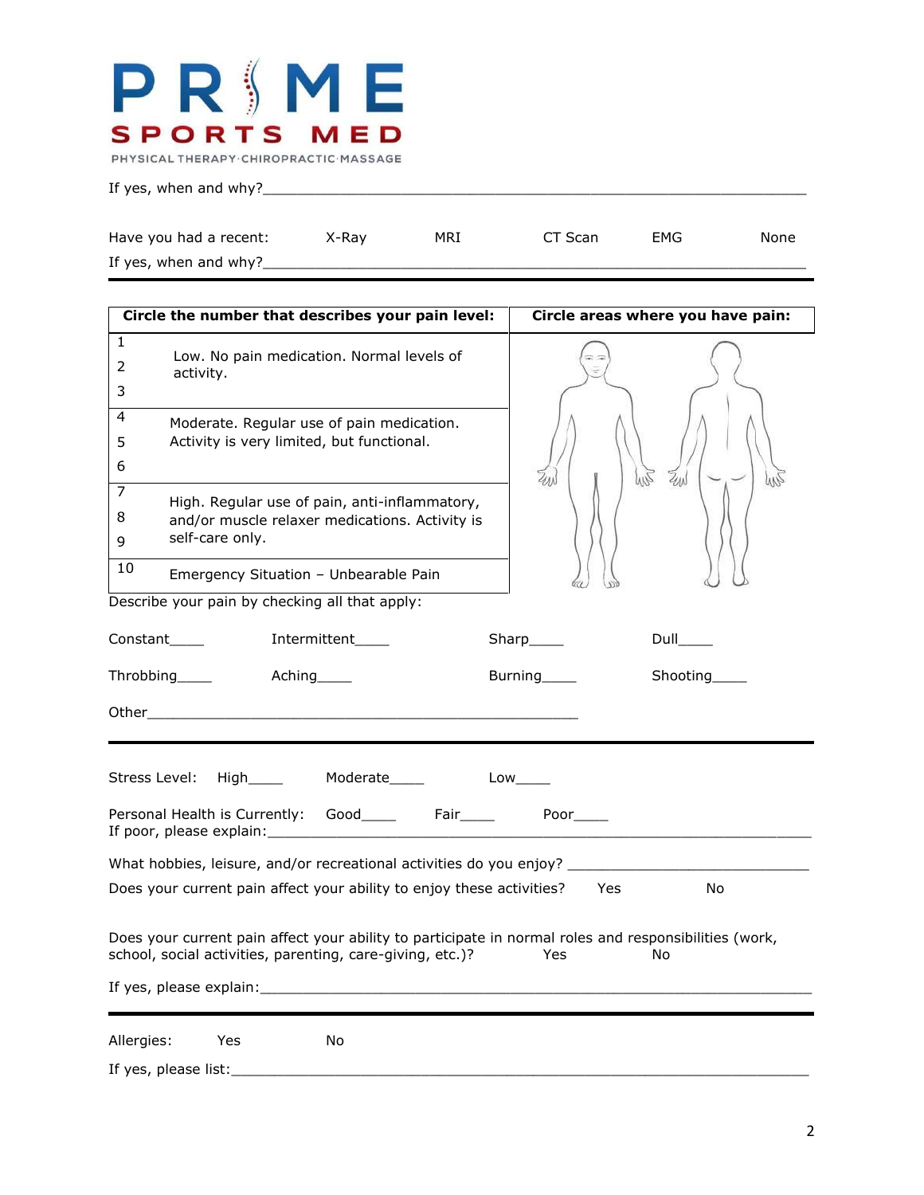# PRIME SPORTS MED

PHYSICAL THERAPY·CHIROPRACTIC·MASSAGE

If yes, when and why?\_\_\_\_\_\_\_\_\_\_\_\_\_\_\_\_\_\_\_\_\_\_\_\_\_\_\_\_\_\_\_\_\_\_\_\_\_\_\_\_\_\_\_\_\_\_\_\_\_\_\_\_\_\_\_\_\_\_\_\_\_\_

Have you had a recent: X-Ray MRI CT Scan EMG None

If yes, when and why?\_\_\_\_\_\_\_\_\_\_\_\_\_\_\_\_\_\_\_\_\_\_\_\_\_\_\_\_\_\_\_\_\_\_\_\_\_\_\_\_\_\_\_\_\_\_\_\_\_\_\_\_\_\_\_\_\_\_\_\_\_\_

---

| Circle the number that describes your pain level: | | Circle areas where you have pain: |
|---|---|---|
| 1<br>2<br>3 | Low. No pain medication. Normal levels of activity. | |
| 4<br>5<br>6 | Moderate. Regular use of pain medication. Activity is very limited, but functional. | |
| 7<br>8<br>9 | High. Regular use of pain, anti-inflammatory, and/or muscle relaxer medications. Activity is self-care only. | |
| 10 | Emergency Situation – Unbearable Pain | |

Describe your pain by checking all that apply:

Constant\_\_\_\_ Intermittent\_\_\_\_ Sharp\_\_\_\_ Dull\_\_\_\_

Throbbing\_\_\_\_ Aching\_\_\_\_ Burning\_\_\_\_ Shooting\_\_\_\_

Other\_\_\_\_\_\_\_\_\_\_\_\_\_\_\_\_\_\_\_\_\_\_\_\_\_\_\_\_\_\_\_\_\_\_\_\_\_\_\_\_\_\_\_\_\_\_\_\_\_\_

---

Stress Level: High\_\_\_\_ Moderate\_\_\_\_ Low\_\_\_\_

Personal Health is Currently: Good\_\_\_\_ Fair\_\_\_\_ Poor\_\_\_\_
If poor, please explain:\_\_\_\_\_\_\_\_\_\_\_\_\_\_\_\_\_\_\_\_\_\_\_\_\_\_\_\_\_\_\_\_\_\_\_\_\_\_\_\_\_\_\_\_\_\_\_\_\_\_\_\_\_\_\_\_\_\_\_\_\_\_

What hobbies, leisure, and/or recreational activities do you enjoy? \_\_\_\_\_\_\_\_\_\_\_\_\_\_\_\_\_\_\_\_\_\_\_\_\_\_\_\_

Does your current pain affect your ability to enjoy these activities? Yes No

Does your current pain affect your ability to participate in normal roles and responsibilities (work, school, social activities, parenting, care-giving, etc.)? Yes No

If yes, please explain:\_\_\_\_\_\_\_\_\_\_\_\_\_\_\_\_\_\_\_\_\_\_\_\_\_\_\_\_\_\_\_\_\_\_\_\_\_\_\_\_\_\_\_\_\_\_\_\_\_\_\_\_\_\_\_\_\_\_\_\_\_\_

---

Allergies: Yes No

If yes, please list:\_\_\_\_\_\_\_\_\_\_\_\_\_\_\_\_\_\_\_\_\_\_\_\_\_\_\_\_\_\_\_\_\_\_\_\_\_\_\_\_\_\_\_\_\_\_\_\_\_\_\_\_\_\_\_\_\_\_\_\_\_\_\_\_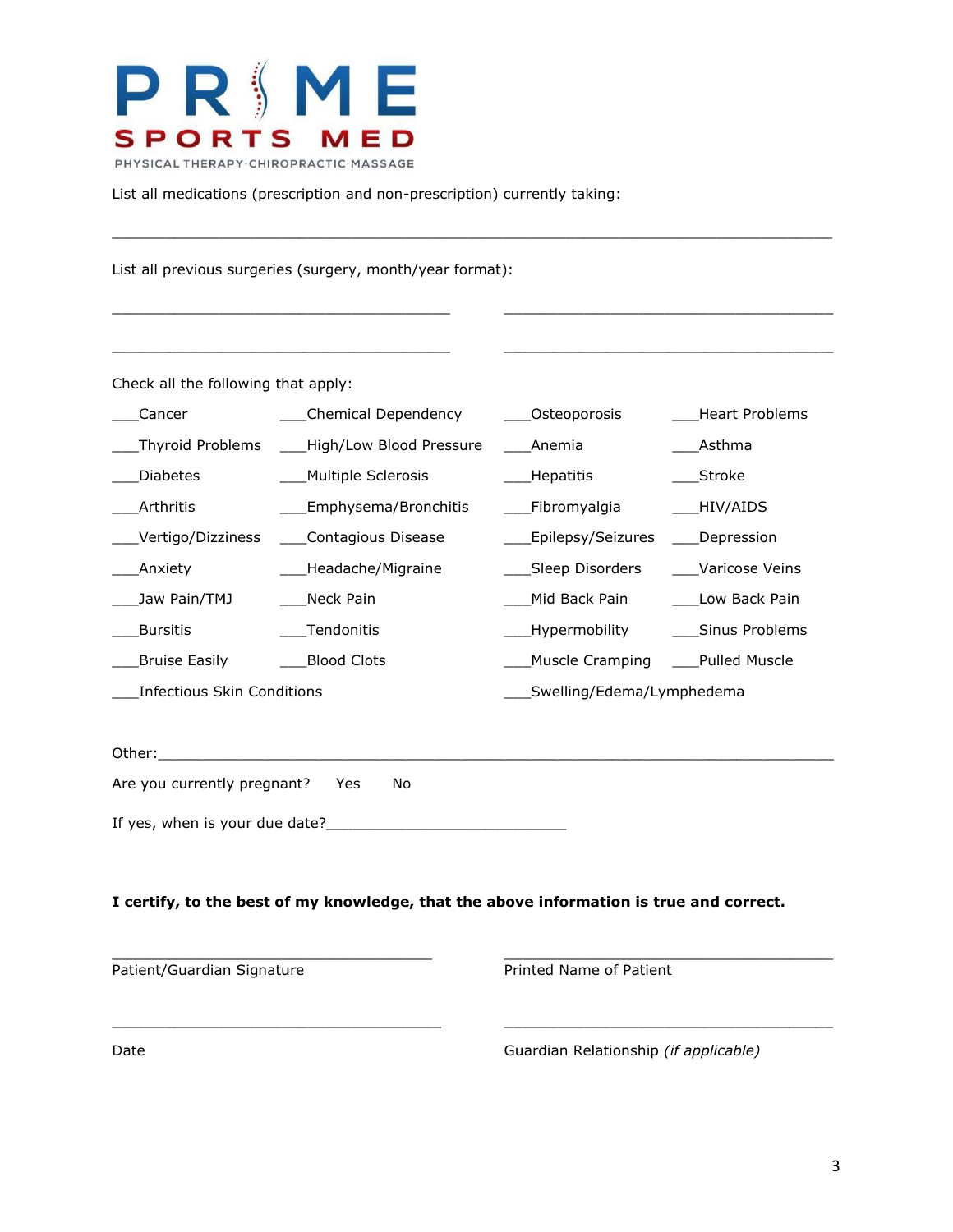PRIME SPORTS MED

PHYSICAL THERAPY·CHIROPRACTIC·MASSAGE

List all medications (prescription and non-prescription) currently taking:

______________________________________________________________________________

List all previous surgeries (surgery, month/year format):

____________________________________ ____________________________________

____________________________________ ____________________________________

Check all the following that apply:

| | | | |
|---|---|---|---|
| ___Cancer | ___Chemical Dependency | ___Osteoporosis | ___Heart Problems |
| ___Thyroid Problems | ___High/Low Blood Pressure | ___Anemia | ___Asthma |
| ___Diabetes | ___Multiple Sclerosis | ___Hepatitis | ___Stroke |
| ___Arthritis | ___Emphysema/Bronchitis | ___Fibromyalgia | ___HIV/AIDS |
| ___Vertigo/Dizziness | ___Contagious Disease | ___Epilepsy/Seizures | ___Depression |
| ___Anxiety | ___Headache/Migraine | ___Sleep Disorders | ___Varicose Veins |
| ___Jaw Pain/TMJ | ___Neck Pain | ___Mid Back Pain | ___Low Back Pain |
| ___Bursitis | ___Tendonitis | ___Hypermobility | ___Sinus Problems |
| ___Bruise Easily | ___Blood Clots | ___Muscle Cramping | ___Pulled Muscle |
| ___Infectious Skin Conditions | | ___Swelling/Edema/Lymphedema | |

Other:_________________________________________________________________________

Are you currently pregnant? Yes No

If yes, when is your due date?___________________________

**I certify, to the best of my knowledge, that the above information is true and correct.**

____________________________________ ____________________________________

Patient/Guardian Signature Printed Name of Patient

____________________________________ ____________________________________

Date Guardian Relationship *(if applicable)*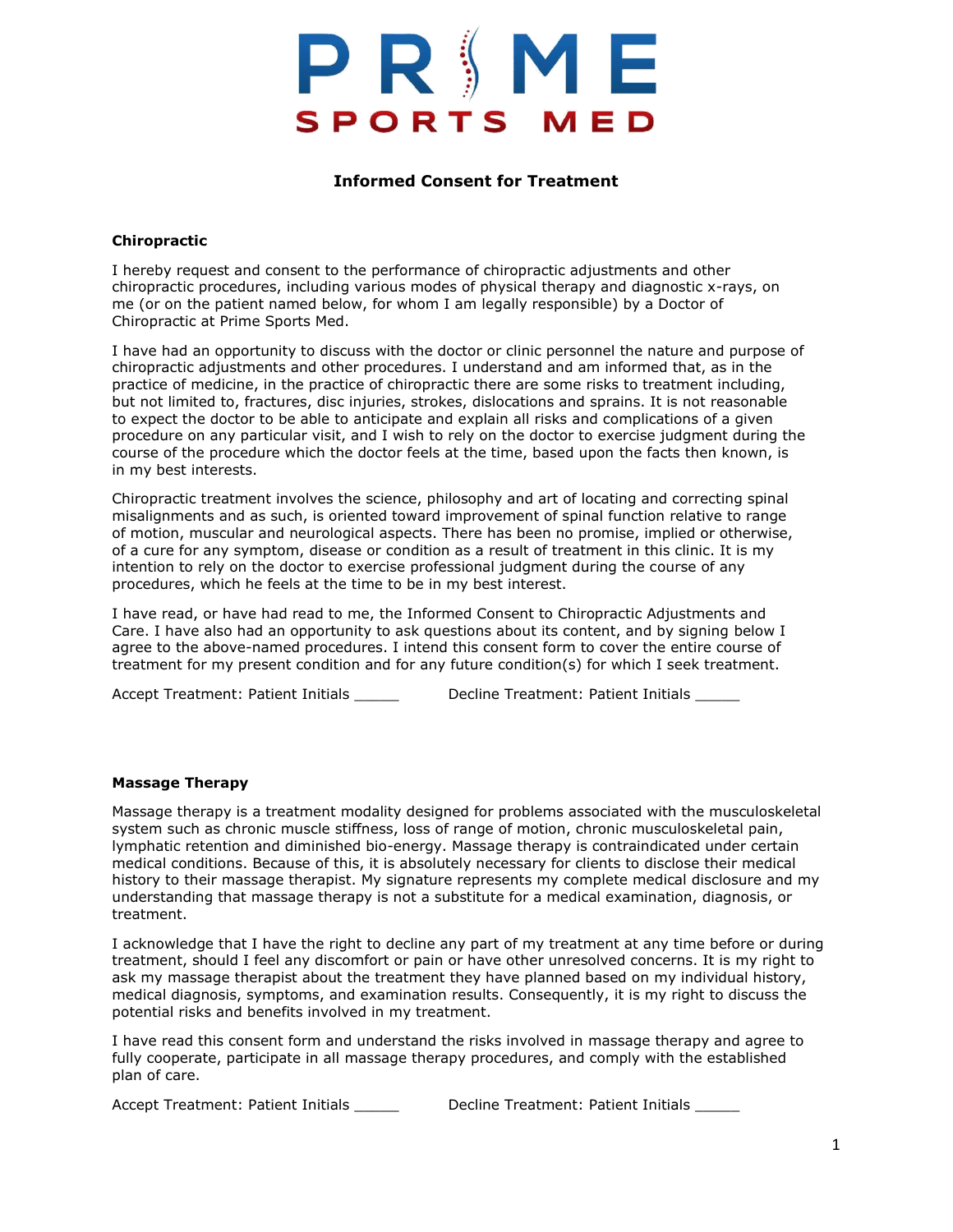# PRIME SPORTS MED

## Informed Consent for Treatment

### Chiropractic

I hereby request and consent to the performance of chiropractic adjustments and other chiropractic procedures, including various modes of physical therapy and diagnostic x-rays, on me (or on the patient named below, for whom I am legally responsible) by a Doctor of Chiropractic at Prime Sports Med.

I have had an opportunity to discuss with the doctor or clinic personnel the nature and purpose of chiropractic adjustments and other procedures. I understand and am informed that, as in the practice of medicine, in the practice of chiropractic there are some risks to treatment including, but not limited to, fractures, disc injuries, strokes, dislocations and sprains. It is not reasonable to expect the doctor to be able to anticipate and explain all risks and complications of a given procedure on any particular visit, and I wish to rely on the doctor to exercise judgment during the course of the procedure which the doctor feels at the time, based upon the facts then known, is in my best interests.

Chiropractic treatment involves the science, philosophy and art of locating and correcting spinal misalignments and as such, is oriented toward improvement of spinal function relative to range of motion, muscular and neurological aspects. There has been no promise, implied or otherwise, of a cure for any symptom, disease or condition as a result of treatment in this clinic. It is my intention to rely on the doctor to exercise professional judgment during the course of any procedures, which he feels at the time to be in my best interest.

I have read, or have had read to me, the Informed Consent to Chiropractic Adjustments and Care. I have also had an opportunity to ask questions about its content, and by signing below I agree to the above-named procedures. I intend this consent form to cover the entire course of treatment for my present condition and for any future condition(s) for which I seek treatment.

Accept Treatment: Patient Initials _____ Decline Treatment: Patient Initials _____

### Massage Therapy

Massage therapy is a treatment modality designed for problems associated with the musculoskeletal system such as chronic muscle stiffness, loss of range of motion, chronic musculoskeletal pain, lymphatic retention and diminished bio-energy. Massage therapy is contraindicated under certain medical conditions. Because of this, it is absolutely necessary for clients to disclose their medical history to their massage therapist. My signature represents my complete medical disclosure and my understanding that massage therapy is not a substitute for a medical examination, diagnosis, or treatment.

I acknowledge that I have the right to decline any part of my treatment at any time before or during treatment, should I feel any discomfort or pain or have other unresolved concerns. It is my right to ask my massage therapist about the treatment they have planned based on my individual history, medical diagnosis, symptoms, and examination results. Consequently, it is my right to discuss the potential risks and benefits involved in my treatment.

I have read this consent form and understand the risks involved in massage therapy and agree to fully cooperate, participate in all massage therapy procedures, and comply with the established plan of care.

Accept Treatment: Patient Initials _____ Decline Treatment: Patient Initials _____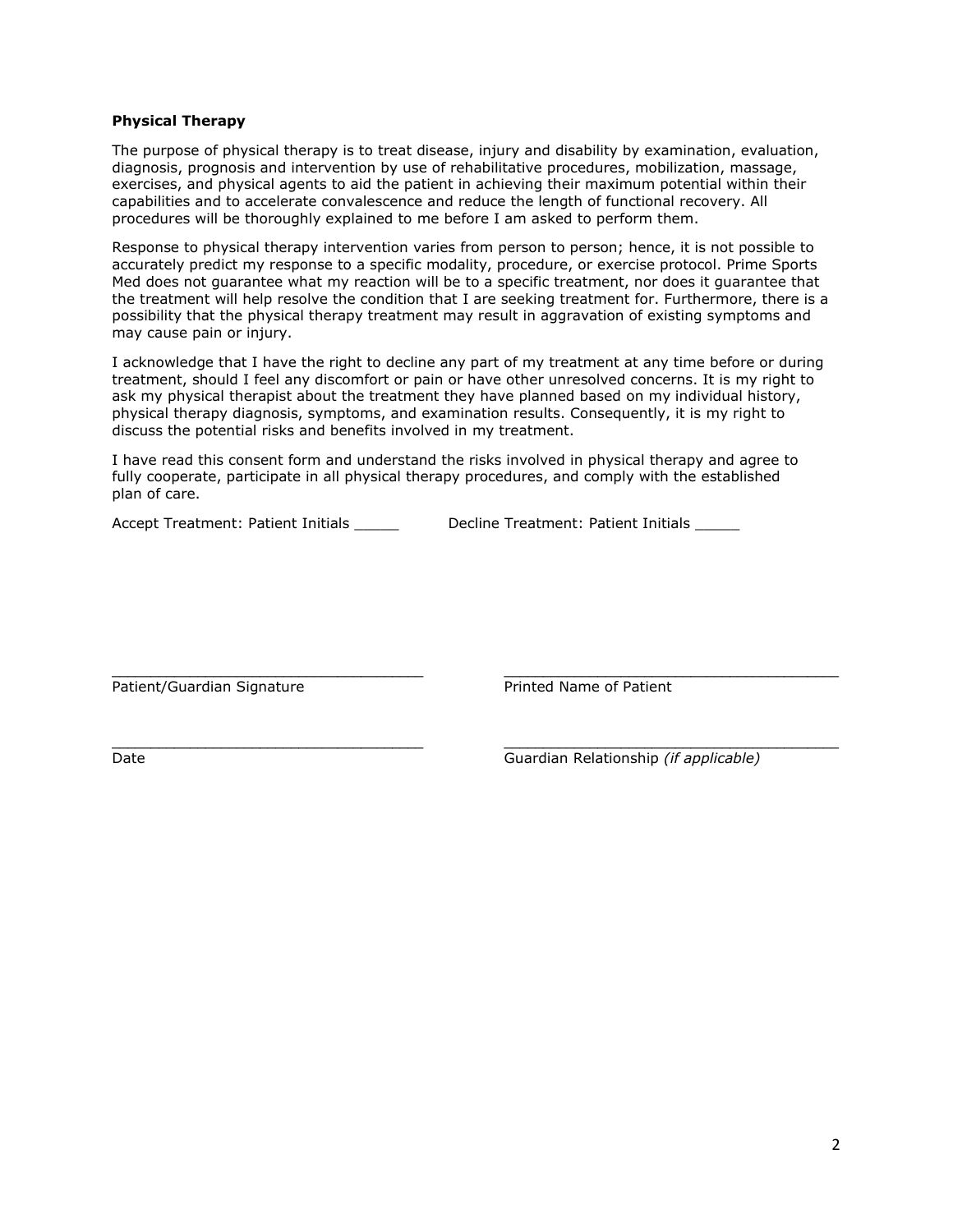**Physical Therapy**

The purpose of physical therapy is to treat disease, injury and disability by examination, evaluation, diagnosis, prognosis and intervention by use of rehabilitative procedures, mobilization, massage, exercises, and physical agents to aid the patient in achieving their maximum potential within their capabilities and to accelerate convalescence and reduce the length of functional recovery. All procedures will be thoroughly explained to me before I am asked to perform them.

Response to physical therapy intervention varies from person to person; hence, it is not possible to accurately predict my response to a specific modality, procedure, or exercise protocol. Prime Sports Med does not guarantee what my reaction will be to a specific treatment, nor does it guarantee that the treatment will help resolve the condition that I are seeking treatment for. Furthermore, there is a possibility that the physical therapy treatment may result in aggravation of existing symptoms and may cause pain or injury.

I acknowledge that I have the right to decline any part of my treatment at any time before or during treatment, should I feel any discomfort or pain or have other unresolved concerns. It is my right to ask my physical therapist about the treatment they have planned based on my individual history, physical therapy diagnosis, symptoms, and examination results. Consequently, it is my right to discuss the potential risks and benefits involved in my treatment.

I have read this consent form and understand the risks involved in physical therapy and agree to fully cooperate, participate in all physical therapy procedures, and comply with the established plan of care.

Accept Treatment: Patient Initials _____ Decline Treatment: Patient Initials _____

___________________________________ ______________________________________
Patient/Guardian Signature Printed Name of Patient

___________________________________ ______________________________________
Date Guardian Relationship *(if applicable)*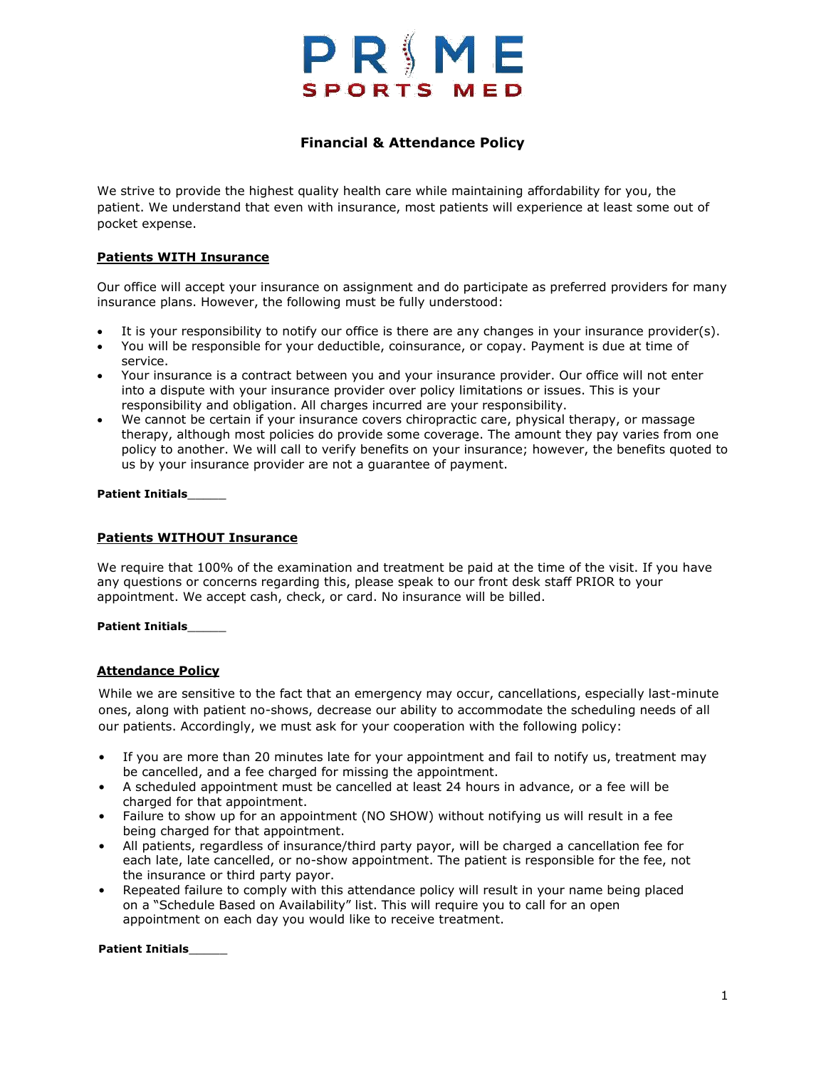# PRIME SPORTS MED

## Financial & Attendance Policy

We strive to provide the highest quality health care while maintaining affordability for you, the patient. We understand that even with insurance, most patients will experience at least some out of pocket expense.

### <u>Patients WITH Insurance</u>

Our office will accept your insurance on assignment and do participate as preferred providers for many insurance plans. However, the following must be fully understood:

- It is your responsibility to notify our office is there are any changes in your insurance provider(s).
- You will be responsible for your deductible, coinsurance, or copay. Payment is due at time of service.
- Your insurance is a contract between you and your insurance provider. Our office will not enter into a dispute with your insurance provider over policy limitations or issues. This is your responsibility and obligation. All charges incurred are your responsibility.
- We cannot be certain if your insurance covers chiropractic care, physical therapy, or massage therapy, although most policies do provide some coverage. The amount they pay varies from one policy to another. We will call to verify benefits on your insurance; however, the benefits quoted to us by your insurance provider are not a guarantee of payment.

**Patient Initials**_____

### <u>Patients WITHOUT Insurance</u>

We require that 100% of the examination and treatment be paid at the time of the visit. If you have any questions or concerns regarding this, please speak to our front desk staff PRIOR to your appointment. We accept cash, check, or card. No insurance will be billed.

**Patient Initials**_____

### <u>Attendance Policy</u>

While we are sensitive to the fact that an emergency may occur, cancellations, especially last-minute ones, along with patient no-shows, decrease our ability to accommodate the scheduling needs of all our patients. Accordingly, we must ask for your cooperation with the following policy:

- If you are more than 20 minutes late for your appointment and fail to notify us, treatment may be cancelled, and a fee charged for missing the appointment.
- A scheduled appointment must be cancelled at least 24 hours in advance, or a fee will be charged for that appointment.
- Failure to show up for an appointment (NO SHOW) without notifying us will result in a fee being charged for that appointment.
- All patients, regardless of insurance/third party payor, will be charged a cancellation fee for each late, late cancelled, or no-show appointment. The patient is responsible for the fee, not the insurance or third party payor.
- Repeated failure to comply with this attendance policy will result in your name being placed on a "Schedule Based on Availability" list. This will require you to call for an open appointment on each day you would like to receive treatment.

**Patient Initials**_____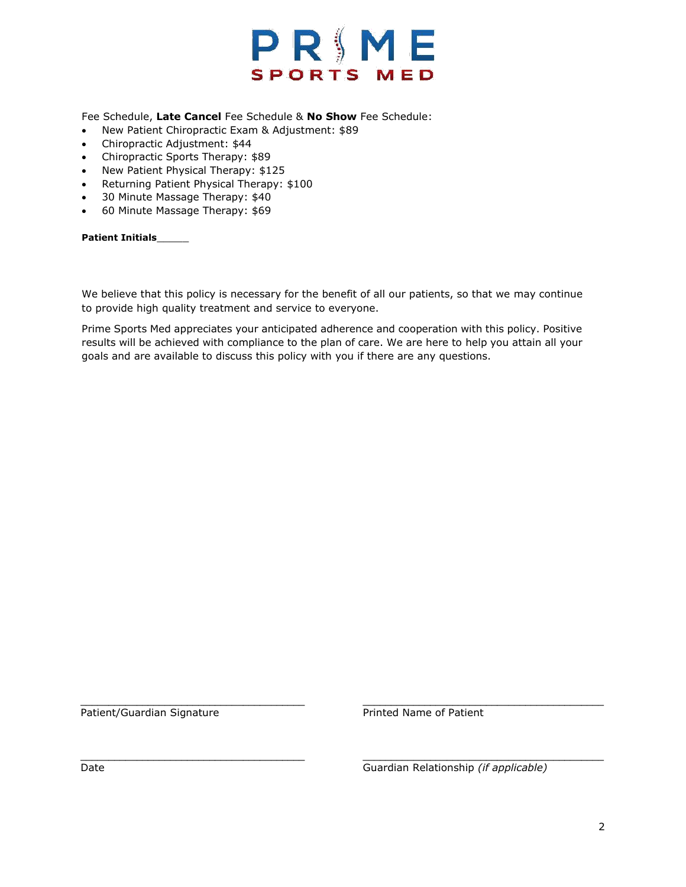PRIME SPORTS MED

Fee Schedule, **Late Cancel** Fee Schedule & **No Show** Fee Schedule:

- New Patient Chiropractic Exam & Adjustment: $89
- Chiropractic Adjustment: $44
- Chiropractic Sports Therapy: $89
- New Patient Physical Therapy: $125
- Returning Patient Physical Therapy: $100
- 30 Minute Massage Therapy: $40
- 60 Minute Massage Therapy: $69

**Patient Initials**_____

We believe that this policy is necessary for the benefit of all our patients, so that we may continue to provide high quality treatment and service to everyone.

Prime Sports Med appreciates your anticipated adherence and cooperation with this policy. Positive results will be achieved with compliance to the plan of care. We are here to help you attain all your goals and are available to discuss this policy with you if there are any questions.

___________________________________ Patient/Guardian Signature

___________________________________ Printed Name of Patient

___________________________________ Date

___________________________________ Guardian Relationship *(if applicable)*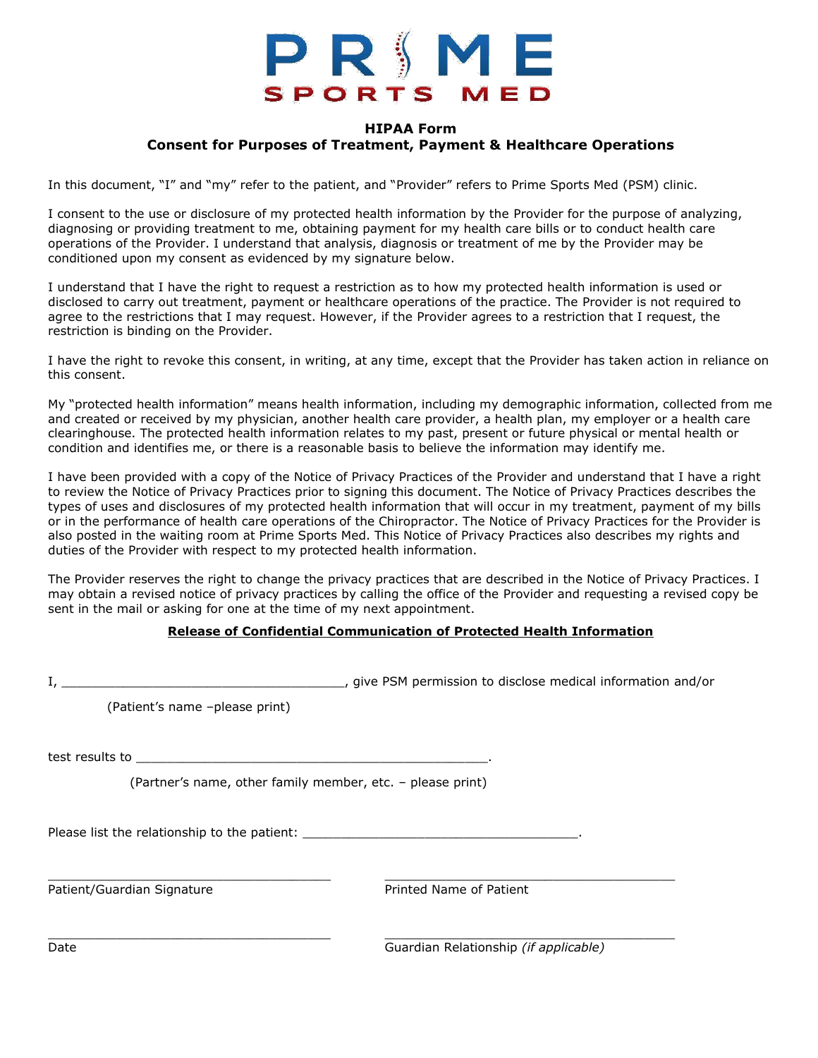# PRIME SPORTS MED

## HIPAA Form
## Consent for Purposes of Treatment, Payment & Healthcare Operations

In this document, "I" and "my" refer to the patient, and "Provider" refers to Prime Sports Med (PSM) clinic.

I consent to the use or disclosure of my protected health information by the Provider for the purpose of analyzing, diagnosing or providing treatment to me, obtaining payment for my health care bills or to conduct health care operations of the Provider. I understand that analysis, diagnosis or treatment of me by the Provider may be conditioned upon my consent as evidenced by my signature below.

I understand that I have the right to request a restriction as to how my protected health information is used or disclosed to carry out treatment, payment or healthcare operations of the practice. The Provider is not required to agree to the restrictions that I may request. However, if the Provider agrees to a restriction that I request, the restriction is binding on the Provider.

I have the right to revoke this consent, in writing, at any time, except that the Provider has taken action in reliance on this consent.

My "protected health information" means health information, including my demographic information, collected from me and created or received by my physician, another health care provider, a health plan, my employer or a health care clearinghouse. The protected health information relates to my past, present or future physical or mental health or condition and identifies me, or there is a reasonable basis to believe the information may identify me.

I have been provided with a copy of the Notice of Privacy Practices of the Provider and understand that I have a right to review the Notice of Privacy Practices prior to signing this document. The Notice of Privacy Practices describes the types of uses and disclosures of my protected health information that will occur in my treatment, payment of my bills or in the performance of health care operations of the Chiropractor. The Notice of Privacy Practices for the Provider is also posted in the waiting room at Prime Sports Med. This Notice of Privacy Practices also describes my rights and duties of the Provider with respect to my protected health information.

The Provider reserves the right to change the privacy practices that are described in the Notice of Privacy Practices. I may obtain a revised notice of privacy practices by calling the office of the Provider and requesting a revised copy be sent in the mail or asking for one at the time of my next appointment.

**<u>Release of Confidential Communication of Protected Health Information</u>**

I, ____________________________________, give PSM permission to disclose medical information and/or

(Patient's name –please print)

test results to _____________________________________________.

(Partner's name, other family member, etc. – please print)

Please list the relationship to the patient: __________________________________.

____________________________________ ____________________________________

Patient/Guardian Signature Printed Name of Patient

____________________________________ ____________________________________

Date Guardian Relationship *(if applicable)*